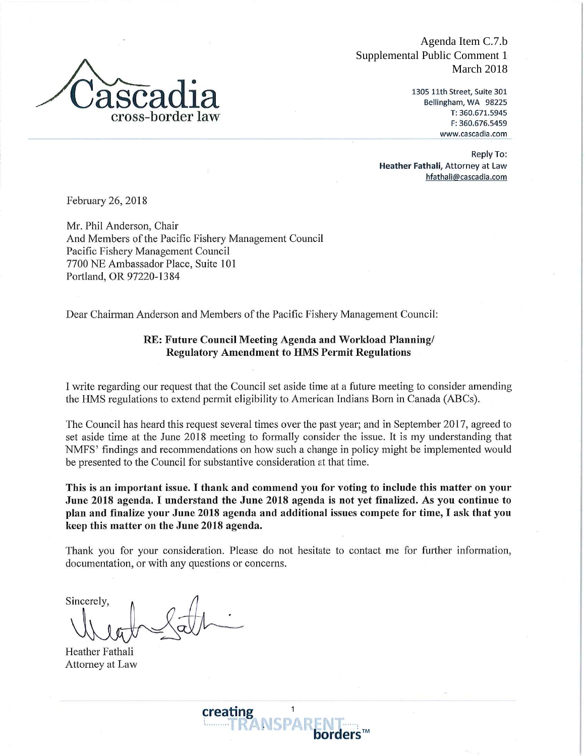Agenda Item C.7.b
Supplemental Public Comment 1
March 2018

**Cascadia**
cross-border law

1305 11th Street, Suite 301
Bellingham, WA 98225
T: 360.671.5945
F: 360.676.5459
www.cascadia.com

Reply To:
**Heather Fathali**, Attorney at Law
hfathali@cascadia.com

February 26, 2018

Mr. Phil Anderson, Chair
And Members of the Pacific Fishery Management Council
Pacific Fishery Management Council
7700 NE Ambassador Place, Suite 101
Portland, OR 97220-1384

Dear Chairman Anderson and Members of the Pacific Fishery Management Council:

**RE: Future Council Meeting Agenda and Workload Planning/ Regulatory Amendment to HMS Permit Regulations**

I write regarding our request that the Council set aside time at a future meeting to consider amending the HMS regulations to extend permit eligibility to American Indians Born in Canada (ABCs).

The Council has heard this request several times over the past year; and in September 2017, agreed to set aside time at the June 2018 meeting to formally consider the issue. It is my understanding that NMFS' findings and recommendations on how such a change in policy might be implemented would be presented to the Council for substantive consideration at that time.

**This is an important issue. I thank and commend you for voting to include this matter on your June 2018 agenda. I understand the June 2018 agenda is not yet finalized. As you continue to plan and finalize your June 2018 agenda and additional issues compete for time, I ask that you keep this matter on the June 2018 agenda.**

Thank you for your consideration. Please do not hesitate to contact me for further information, documentation, or with any questions or concerns.

Sincerely,

Heather Fathali
Attorney at Law

creating TRANSPARENT borders™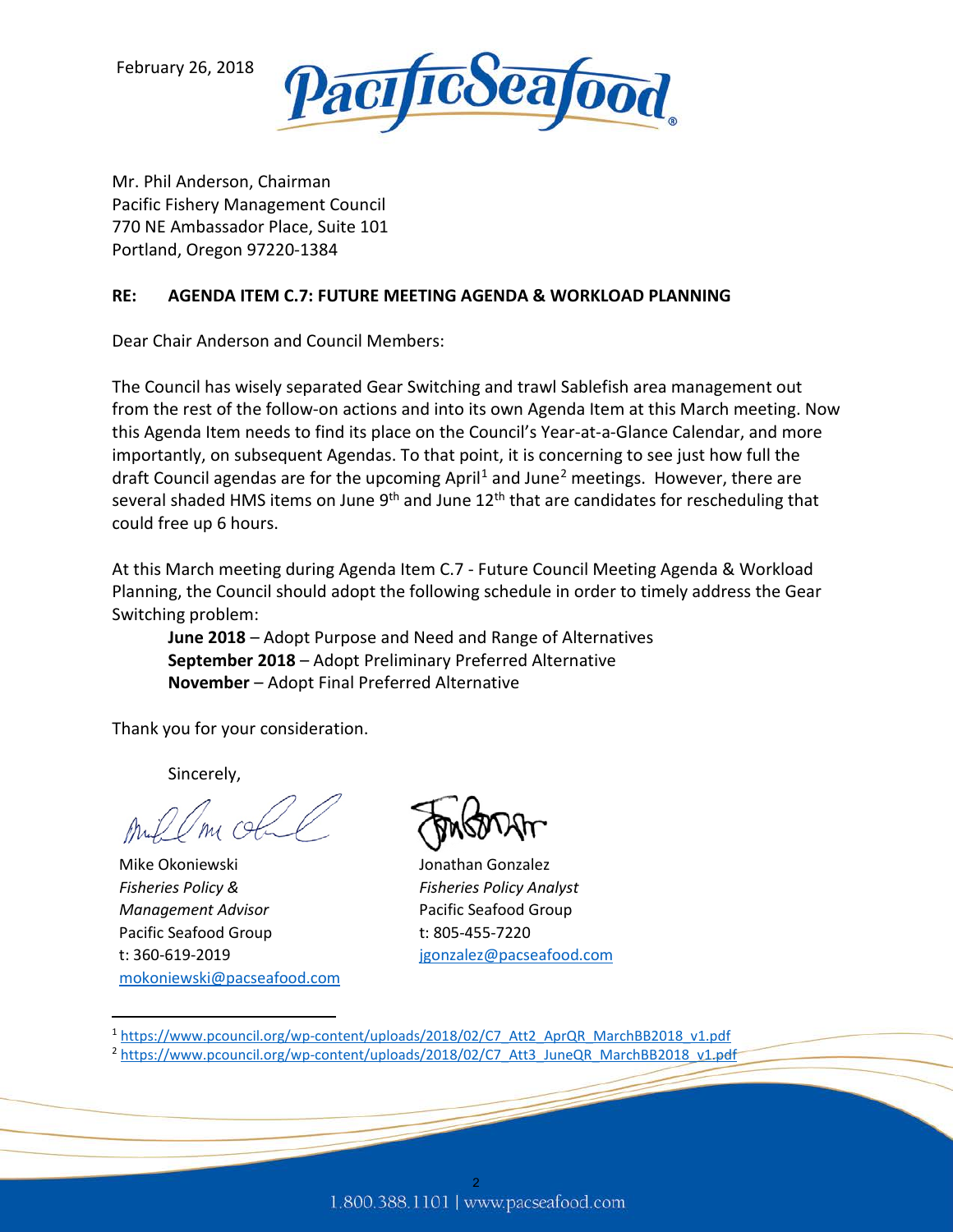February 26, 2018

Mr. Phil Anderson, Chairman
Pacific Fishery Management Council
770 NE Ambassador Place, Suite 101
Portland, Oregon 97220-1384

**RE: AGENDA ITEM C.7: FUTURE MEETING AGENDA & WORKLOAD PLANNING**

Dear Chair Anderson and Council Members:

The Council has wisely separated Gear Switching and trawl Sablefish area management out from the rest of the follow-on actions and into its own Agenda Item at this March meeting. Now this Agenda Item needs to find its place on the Council's Year-at-a-Glance Calendar, and more importantly, on subsequent Agendas. To that point, it is concerning to see just how full the draft Council agendas are for the upcoming April[1] and June[2] meetings. However, there are several shaded HMS items on June 9th and June 12th that are candidates for rescheduling that could free up 6 hours.

At this March meeting during Agenda Item C.7 - Future Council Meeting Agenda & Workload Planning, the Council should adopt the following schedule in order to timely address the Gear Switching problem:

**June 2018** – Adopt Purpose and Need and Range of Alternatives
**September 2018** – Adopt Preliminary Preferred Alternative
**November** – Adopt Final Preferred Alternative

Thank you for your consideration.

Sincerely,

Mike Okoniewski
*Fisheries Policy & Management Advisor*
Pacific Seafood Group
t: 360-619-2019
mokoniewski@pacseafood.com

Jonathan Gonzalez
*Fisheries Policy Analyst*
Pacific Seafood Group
t: 805-455-7220
jgonzalez@pacseafood.com

[1] https://www.pcouncil.org/wp-content/uploads/2018/02/C7_Att2_AprQR_MarchBB2018_v1.pdf
[2] https://www.pcouncil.org/wp-content/uploads/2018/02/C7_Att3_JuneQR_MarchBB2018_v1.pdf